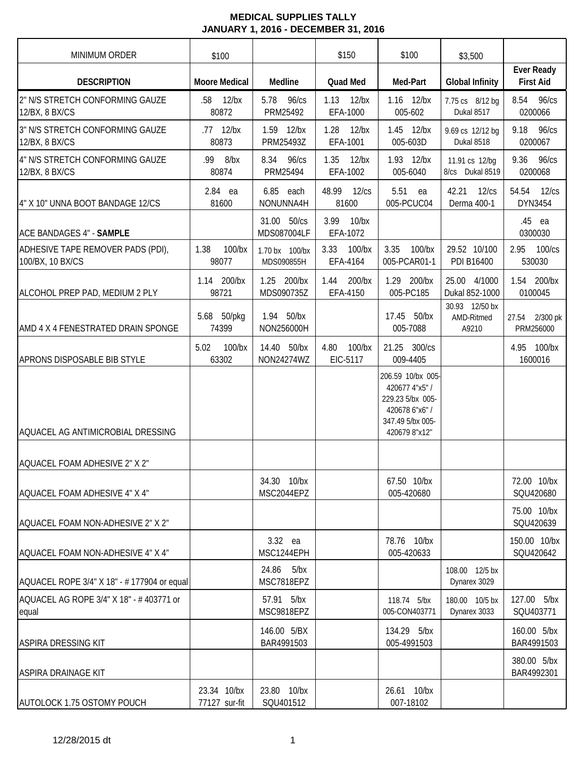**MEDICAL SUPPLIES TALLY**
**JANUARY 1, 2016 - DECEMBER 31, 2016**

| MINIMUM ORDER | $100 | | $150 | $100 | $3,500 | |
|---|---|---|---|---|---|---|
| **DESCRIPTION** | **Moore Medical** | **Medline** | **Quad Med** | **Med-Part** | **Global Infinity** | **Ever Ready First Aid** |
| 2" N/S STRETCH CONFORMING GAUZE 12/BX, 8 BX/CS | .58 12/bx 80872 | 5.78 96/cs PRM25492 | 1.13 12/bx EFA-1000 | 1.16 12/bx 005-602 | 7.75 cs 8/12 bg Dukal 8517 | 8.54 96/cs 0200066 |
| 3" N/S STRETCH CONFORMING GAUZE 12/BX, 8 BX/CS | .77 12/bx 80873 | 1.59 12/bx PRM25493Z | 1.28 12/bx EFA-1001 | 1.45 12/bx 005-603D | 9.69 cs 12/12 bg Dukal 8518 | 9.18 96/cs 0200067 |
| 4" N/S STRETCH CONFORMING GAUZE 12/BX, 8 BX/CS | .99 8/bx 80874 | 8.34 96/cs PRM25494 | 1.35 12/bx EFA-1002 | 1.93 12/bx 005-6040 | 11.91 cs 12/bg 8/cs Dukal 8519 | 9.36 96/cs 0200068 |
| 4" X 10" UNNA BOOT BANDAGE 12/CS | 2.84 ea 81600 | 6.85 each NONUNNA4H | 48.99 12/cs 81600 | 5.51 ea 005-PCUC04 | 42.21 12/cs Derma 400-1 | 54.54 12/cs DYN3454 |
| ACE BANDAGES 4" - **SAMPLE** | | 31.00 50/cs MDS087004LF | 3.99 10/bx EFA-1072 | | | .45 ea 0300030 |
| ADHESIVE TAPE REMOVER PADS (PDI), 100/BX, 10 BX/CS | 1.38 100/bx 98077 | 1.70 bx 100/bx MDS090855H | 3.33 100/bx EFA-4164 | 3.35 100/bx 005-PCAR01-1 | 29.52 10/100 PDI B16400 | 2.95 100/cs 530030 |
| ALCOHOL PREP PAD, MEDIUM 2 PLY | 1.14 200/bx 98721 | 1.25 200/bx MDS090735Z | 1.44 200/bx EFA-4150 | 1.29 200/bx 005-PC185 | 25.00 4/1000 Dukal 852-1000 | 1.54 200/bx 0100045 |
| AMD 4 X 4 FENESTRATED DRAIN SPONGE | 5.68 50/pkg 74399 | 1.94 50/bx NON256000H | | 17.45 50/bx 005-7088 | 30.93 12/50 bx AMD-Ritmed A9210 | 27.54 2/300 pk PRM256000 |
| APRONS DISPOSABLE BIB STYLE | 5.02 100/bx 63302 | 14.40 50/bx NON24274WZ | 4.80 100/bx EIC-5117 | 21.25 300/cs 009-4405 | | 4.95 100/bx 1600016 |
| AQUACEL AG ANTIMICROBIAL DRESSING | | | | 206.59 10/bx 005-420677 4"x5" / 229.23 5/bx 005-420678 6"x6" / 347.49 5/bx 005-420679 8"x12" | | |
| AQUACEL FOAM ADHESIVE 2" X 2" | | | | | | |
| AQUACEL FOAM ADHESIVE 4" X 4" | | 34.30 10/bx MSC2044EPZ | | 67.50 10/bx 005-420680 | | 72.00 10/bx SQU420680 |
| AQUACEL FOAM NON-ADHESIVE 2" X 2" | | | | | | 75.00 10/bx SQU420639 |
| AQUACEL FOAM NON-ADHESIVE 4" X 4" | | 3.32 ea MSC1244EPH | | 78.76 10/bx 005-420633 | | 150.00 10/bx SQU420642 |
| AQUACEL ROPE 3/4" X 18" - # 177904 or equal | | 24.86 5/bx MSC7818EPZ | | | 108.00 12/5 bx Dynarex 3029 | |
| AQUACEL AG ROPE 3/4" X 18" - # 403771 or equal | | 57.91 5/bx MSC9818EPZ | | 118.74 5/bx 005-CON403771 | 180.00 10/5 bx Dynarex 3033 | 127.00 5/bx SQU403771 |
| ASPIRA DRESSING KIT | | 146.00 5/BX BAR4991503 | | 134.29 5/bx 005-4991503 | | 160.00 5/bx BAR4991503 |
| ASPIRA DRAINAGE KIT | | | | | | 380.00 5/bx BAR4992301 |
| AUTOLOCK 1.75 OSTOMY POUCH | 23.34 10/bx 77127 sur-fit | 23.80 10/bx SQU401512 | | 26.61 10/bx 007-18102 | | |

12/28/2015 dt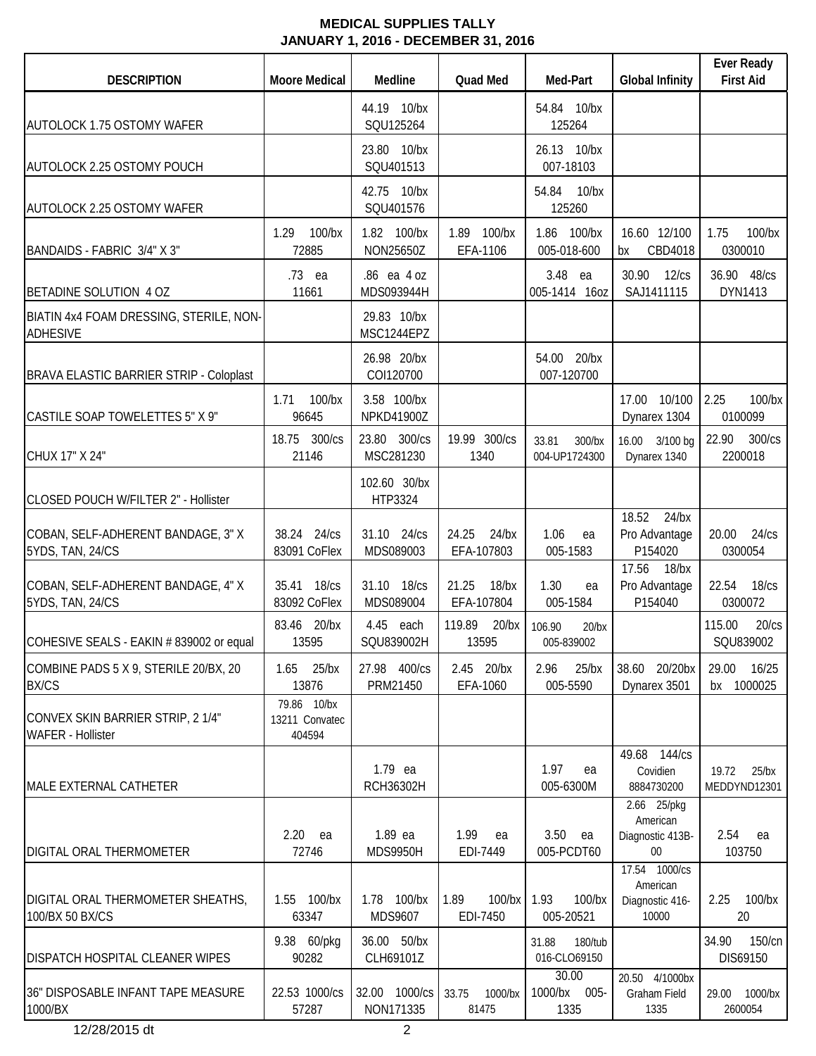# MEDICAL SUPPLIES TALLY

## JANUARY 1, 2016 - DECEMBER 31, 2016

| DESCRIPTION | Moore Medical | Medline | Quad Med | Med-Part | Global Infinity | Ever Ready First Aid |
|---|---|---|---|---|---|---|
| AUTOLOCK 1.75 OSTOMY WAFER | | 44.19 10/bx SQU125264 | | 54.84 10/bx 125264 | | |
| AUTOLOCK 2.25 OSTOMY POUCH | | 23.80 10/bx SQU401513 | | 26.13 10/bx 007-18103 | | |
| AUTOLOCK 2.25 OSTOMY WAFER | | 42.75 10/bx SQU401576 | | 54.84 10/bx 125260 | | |
| BANDAIDS - FABRIC 3/4" X 3" | 1.29 100/bx 72885 | 1.82 100/bx NON25650Z | 1.89 100/bx EFA-1106 | 1.86 100/bx 005-018-600 | 16.60 12/100 bx CBD4018 | 1.75 100/bx 0300010 |
| BETADINE SOLUTION 4 OZ | .73 ea 11661 | .86 ea 4 oz MDS093944H | | 3.48 ea 005-1414 16oz | 30.90 12/cs SAJ1411115 | 36.90 48/cs DYN1413 |
| BIATIN 4x4 FOAM DRESSING, STERILE, NON-ADHESIVE | | 29.83 10/bx MSC1244EPZ | | | | |
| BRAVA ELASTIC BARRIER STRIP - Coloplast | | 26.98 20/bx COI120700 | | 54.00 20/bx 007-120700 | | |
| CASTILE SOAP TOWELETTES 5" X 9" | 1.71 100/bx 96645 | 3.58 100/bx NPKD41900Z | | | 17.00 10/100 Dynarex 1304 | 2.25 100/bx 0100099 |
| CHUX 17" X 24" | 18.75 300/cs 21146 | 23.80 300/cs MSC281230 | 19.99 300/cs 1340 | 33.81 300/bx 004-UP1724300 | 16.00 3/100 bg Dynarex 1340 | 22.90 300/cs 2200018 |
| CLOSED POUCH W/FILTER 2" - Hollister | | 102.60 30/bx HTP3324 | | | | |
| COBAN, SELF-ADHERENT BANDAGE, 3" X 5YDS, TAN, 24/CS | 38.24 24/cs 83091 CoFlex | 31.10 24/cs MDS089003 | 24.25 24/bx EFA-107803 | 1.06 ea 005-1583 | 18.52 24/bx Pro Advantage P154020 | 20.00 24/cs 0300054 |
| COBAN, SELF-ADHERENT BANDAGE, 4" X 5YDS, TAN, 24/CS | 35.41 18/cs 83092 CoFlex | 31.10 18/cs MDS089004 | 21.25 18/bx EFA-107804 | 1.30 ea 005-1584 | 17.56 18/bx Pro Advantage P154040 | 22.54 18/cs 0300072 |
| COHESIVE SEALS - EAKIN # 839002 or equal | 83.46 20/bx 13595 | 4.45 each SQU839002H | 119.89 20/bx 13595 | 106.90 20/bx 005-839002 | | 115.00 20/cs SQU839002 |
| COMBINE PADS 5 X 9, STERILE 20/BX, 20 BX/CS | 1.65 25/bx 13876 | 27.98 400/cs PRM21450 | 2.45 20/bx EFA-1060 | 2.96 25/bx 005-5590 | 38.60 20/20bx Dynarex 3501 | 29.00 16/25 bx 1000025 |
| CONVEX SKIN BARRIER STRIP, 2 1/4" WAFER - Hollister | 79.86 10/bx 13211 Convatec 404594 | | | | | |
| MALE EXTERNAL CATHETER | | 1.79 ea RCH36302H | | 1.97 ea 005-6300M | 49.68 144/cs Covidien 8884730200 | 19.72 25/bx MEDDYND12301 |
| DIGITAL ORAL THERMOMETER | 2.20 ea 72746 | 1.89 ea MDS9950H | 1.99 ea EDI-7449 | 3.50 ea 005-PCDT60 | 2.66 25/pkg American Diagnostic 413B-00 | 2.54 ea 103750 |
| DIGITAL ORAL THERMOMETER SHEATHS, 100/BX 50 BX/CS | 1.55 100/bx 63347 | 1.78 100/bx MDS9607 | 1.89 100/bx EDI-7450 | 1.93 100/bx 005-20521 | 17.54 1000/cs American Diagnostic 416-10000 | 2.25 100/bx 20 |
| DISPATCH HOSPITAL CLEANER WIPES | 9.38 60/pkg 90282 | 36.00 50/bx CLH69101Z | | 31.88 180/tub 016-CLO69150 | | 34.90 150/cn DIS69150 |
| 36" DISPOSABLE INFANT TAPE MEASURE 1000/BX | 22.53 1000/cs 57287 | 32.00 1000/cs NON171335 | 33.75 1000/bx 81475 | 30.00 1000/bx 005-1335 | 20.50 4/1000bx Graham Field 1335 | 29.00 1000/bx 2600054 |

12/28/2015 dt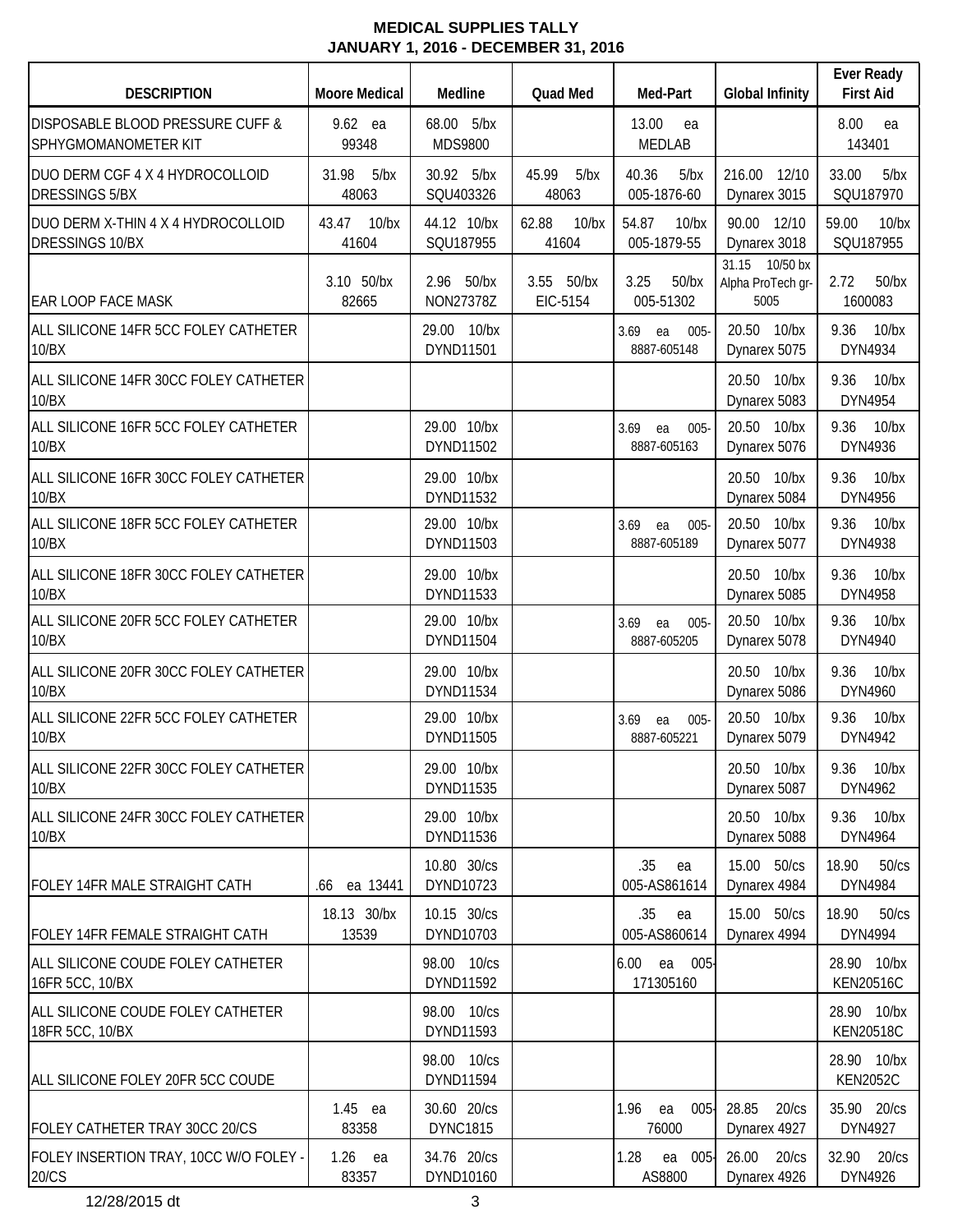**MEDICAL SUPPLIES TALLY**
**JANUARY 1, 2016 - DECEMBER 31, 2016**

| DESCRIPTION | Moore Medical | Medline | Quad Med | Med-Part | Global Infinity | Ever Ready First Aid |
|---|---|---|---|---|---|---|
| DISPOSABLE BLOOD PRESSURE CUFF & SPHYGMOMANOMETER KIT | 9.62 ea 99348 | 68.00 5/bx MDS9800 | | 13.00 ea MEDLAB | | 8.00 ea 143401 |
| DUO DERM CGF 4 X 4 HYDROCOLLOID DRESSINGS 5/BX | 31.98 5/bx 48063 | 30.92 5/bx SQU403326 | 45.99 5/bx 48063 | 40.36 5/bx 005-1876-60 | 216.00 12/10 Dynarex 3015 | 33.00 5/bx SQU187970 |
| DUO DERM X-THIN 4 X 4 HYDROCOLLOID DRESSINGS 10/BX | 43.47 10/bx 41604 | 44.12 10/bx SQU187955 | 62.88 10/bx 41604 | 54.87 10/bx 005-1879-55 | 90.00 12/10 Dynarex 3018 | 59.00 10/bx SQU187955 |
| EAR LOOP FACE MASK | 3.10 50/bx 82665 | 2.96 50/bx NON27378Z | 3.55 50/bx EIC-5154 | 3.25 50/bx 005-51302 | 31.15 10/50 bx Alpha ProTech gr-5005 | 2.72 50/bx 1600083 |
| ALL SILICONE 14FR 5CC FOLEY CATHETER 10/BX | | 29.00 10/bx DYND11501 | | 3.69 ea 005-8887-605148 | 20.50 10/bx Dynarex 5075 | 9.36 10/bx DYN4934 |
| ALL SILICONE 14FR 30CC FOLEY CATHETER 10/BX | | | | | 20.50 10/bx Dynarex 5083 | 9.36 10/bx DYN4954 |
| ALL SILICONE 16FR 5CC FOLEY CATHETER 10/BX | | 29.00 10/bx DYND11502 | | 3.69 ea 005-8887-605163 | 20.50 10/bx Dynarex 5076 | 9.36 10/bx DYN4936 |
| ALL SILICONE 16FR 30CC FOLEY CATHETER 10/BX | | 29.00 10/bx DYND11532 | | | 20.50 10/bx Dynarex 5084 | 9.36 10/bx DYN4956 |
| ALL SILICONE 18FR 5CC FOLEY CATHETER 10/BX | | 29.00 10/bx DYND11503 | | 3.69 ea 005-8887-605189 | 20.50 10/bx Dynarex 5077 | 9.36 10/bx DYN4938 |
| ALL SILICONE 18FR 30CC FOLEY CATHETER 10/BX | | 29.00 10/bx DYND11533 | | | 20.50 10/bx Dynarex 5085 | 9.36 10/bx DYN4958 |
| ALL SILICONE 20FR 5CC FOLEY CATHETER 10/BX | | 29.00 10/bx DYND11504 | | 3.69 ea 005-8887-605205 | 20.50 10/bx Dynarex 5078 | 9.36 10/bx DYN4940 |
| ALL SILICONE 20FR 30CC FOLEY CATHETER 10/BX | | 29.00 10/bx DYND11534 | | | 20.50 10/bx Dynarex 5086 | 9.36 10/bx DYN4960 |
| ALL SILICONE 22FR 5CC FOLEY CATHETER 10/BX | | 29.00 10/bx DYND11505 | | 3.69 ea 005-8887-605221 | 20.50 10/bx Dynarex 5079 | 9.36 10/bx DYN4942 |
| ALL SILICONE 22FR 30CC FOLEY CATHETER 10/BX | | 29.00 10/bx DYND11535 | | | 20.50 10/bx Dynarex 5087 | 9.36 10/bx DYN4962 |
| ALL SILICONE 24FR 30CC FOLEY CATHETER 10/BX | | 29.00 10/bx DYND11536 | | | 20.50 10/bx Dynarex 5088 | 9.36 10/bx DYN4964 |
| FOLEY 14FR MALE STRAIGHT CATH | .66 ea 13441 | 10.80 30/cs DYND10723 | | .35 ea 005-AS861614 | 15.00 50/cs Dynarex 4984 | 18.90 50/cs DYN4984 |
| FOLEY 14FR FEMALE STRAIGHT CATH | 18.13 30/bx 13539 | 10.15 30/cs DYND10703 | | .35 ea 005-AS860614 | 15.00 50/cs Dynarex 4994 | 18.90 50/cs DYN4994 |
| ALL SILICONE COUDE FOLEY CATHETER 16FR 5CC, 10/BX | | 98.00 10/cs DYND11592 | | 6.00 ea 005-171305160 | | 28.90 10/bx KEN20516C |
| ALL SILICONE COUDE FOLEY CATHETER 18FR 5CC, 10/BX | | 98.00 10/cs DYND11593 | | | | 28.90 10/bx KEN20518C |
| ALL SILICONE FOLEY 20FR 5CC COUDE | | 98.00 10/cs DYND11594 | | | | 28.90 10/bx KEN2052C |
| FOLEY CATHETER TRAY 30CC 20/CS | 1.45 ea 83358 | 30.60 20/cs DYNC1815 | | 1.96 ea 005-76000 | 28.85 20/cs Dynarex 4927 | 35.90 20/cs DYN4927 |
| FOLEY INSERTION TRAY, 10CC W/O FOLEY - 20/CS | 1.26 ea 83357 | 34.76 20/cs DYND10160 | | 1.28 ea 005-AS8800 | 26.00 20/cs Dynarex 4926 | 32.90 20/cs DYN4926 |

12/28/2015 dt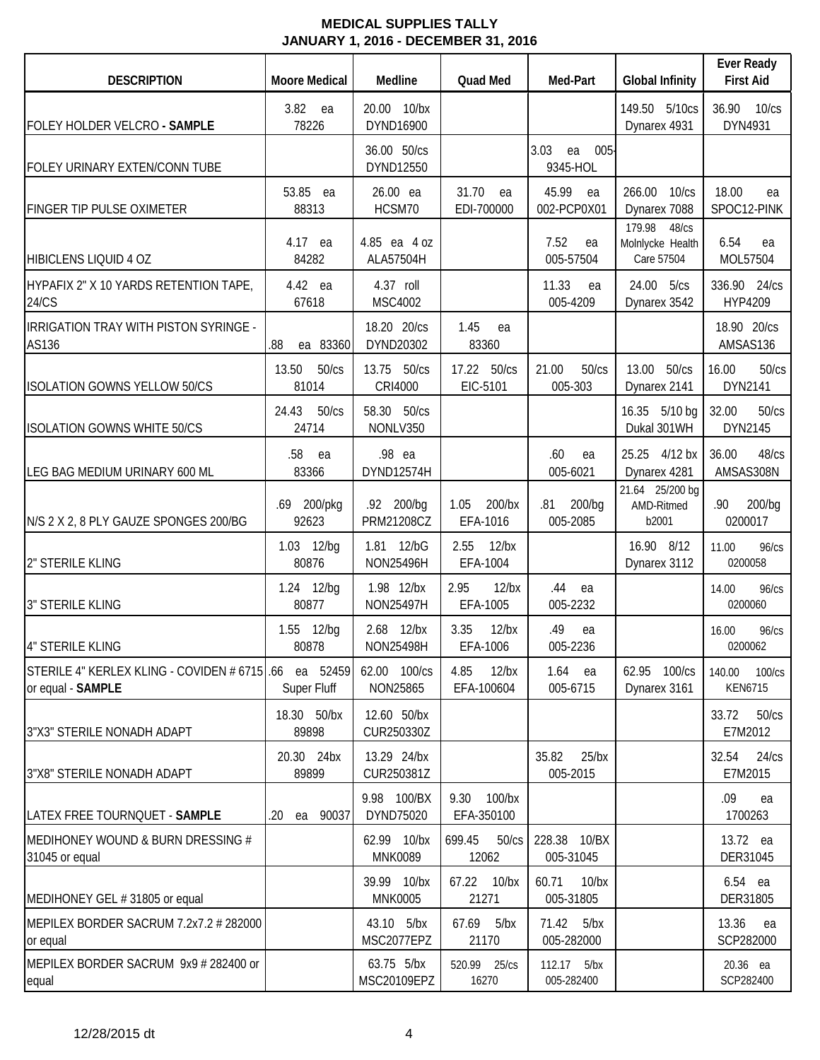**MEDICAL SUPPLIES TALLY**
**JANUARY 1, 2016 - DECEMBER 31, 2016**

| DESCRIPTION | Moore Medical | Medline | Quad Med | Med-Part | Global Infinity | Ever Ready First Aid |
|---|---|---|---|---|---|---|
| FOLEY HOLDER VELCRO **- SAMPLE** | 3.82 ea 78226 | 20.00 10/bx DYND16900 | | | 149.50 5/10cs Dynarex 4931 | 36.90 10/cs DYN4931 |
| FOLEY URINARY EXTEN/CONN TUBE | | 36.00 50/cs DYND12550 | | 3.03 ea 005-9345-HOL | | |
| FINGER TIP PULSE OXIMETER | 53.85 ea 88313 | 26.00 ea HCSM70 | 31.70 ea EDI-700000 | 45.99 ea 002-PCP0X01 | 266.00 10/cs Dynarex 7088 | 18.00 ea SPOC12-PINK |
| HIBICLENS LIQUID 4 OZ | 4.17 ea 84282 | 4.85 ea 4 oz ALA57504H | | 7.52 ea 005-57504 | 179.98 48/cs Molnlycke Health Care 57504 | 6.54 ea MOL57504 |
| HYPAFIX 2" X 10 YARDS RETENTION TAPE, 24/CS | 4.42 ea 67618 | 4.37 roll MSC4002 | | 11.33 ea 005-4209 | 24.00 5/cs Dynarex 3542 | 336.90 24/cs HYP4209 |
| IRRIGATION TRAY WITH PISTON SYRINGE - AS136 | .88 ea 83360 | 18.20 20/cs DYND20302 | 1.45 ea 83360 | | | 18.90 20/cs AMSAS136 |
| ISOLATION GOWNS YELLOW 50/CS | 13.50 50/cs 81014 | 13.75 50/cs CRI4000 | 17.22 50/cs EIC-5101 | 21.00 50/cs 005-303 | 13.00 50/cs Dynarex 2141 | 16.00 50/cs DYN2141 |
| ISOLATION GOWNS WHITE 50/CS | 24.43 50/cs 24714 | 58.30 50/cs NONLV350 | | | 16.35 5/10 bg Dukal 301WH | 32.00 50/cs DYN2145 |
| LEG BAG MEDIUM URINARY 600 ML | .58 ea 83366 | .98 ea DYND12574H | | .60 ea 005-6021 | 25.25 4/12 bx Dynarex 4281 | 36.00 48/cs AMSAS308N |
| N/S 2 X 2, 8 PLY GAUZE SPONGES 200/BG | .69 200/pkg 92623 | .92 200/bg PRM21208CZ | 1.05 200/bx EFA-1016 | .81 200/bg 005-2085 | 21.64 25/200 bg AMD-Ritmed b2001 | .90 200/bg 0200017 |
| 2" STERILE KLING | 1.03 12/bg 80876 | 1.81 12/bG NON25496H | 2.55 12/bx EFA-1004 | | 16.90 8/12 Dynarex 3112 | 11.00 96/cs 0200058 |
| 3" STERILE KLING | 1.24 12/bg 80877 | 1.98 12/bx NON25497H | 2.95 12/bx EFA-1005 | .44 ea 005-2232 | | 14.00 96/cs 0200060 |
| 4" STERILE KLING | 1.55 12/bg 80878 | 2.68 12/bx NON25498H | 3.35 12/bx EFA-1006 | .49 ea 005-2236 | | 16.00 96/cs 0200062 |
| STERILE 4" KERLEX KLING - COVIDEN # 6715 or equal - **SAMPLE** | .66 ea 52459 Super Fluff | 62.00 100/cs NON25865 | 4.85 12/bx EFA-100604 | 1.64 ea 005-6715 | 62.95 100/cs Dynarex 3161 | 140.00 100/cs KEN6715 |
| 3"X3" STERILE NONADH ADAPT | 18.30 50/bx 89898 | 12.60 50/bx CUR250330Z | | | | 33.72 50/cs E7M2012 |
| 3"X8" STERILE NONADH ADAPT | 20.30 24bx 89899 | 13.29 24/bx CUR250381Z | | 35.82 25/bx 005-2015 | | 32.54 24/cs E7M2015 |
| LATEX FREE TOURNQUET - **SAMPLE** | .20 ea 90037 | 9.98 100/BX DYND75020 | 9.30 100/bx EFA-350100 | | | .09 ea 1700263 |
| MEDIHONEY WOUND & BURN DRESSING # 31045 or equal | | 62.99 10/bx MNK0089 | 699.45 50/cs 12062 | 228.38 10/BX 005-31045 | | 13.72 ea DER31045 |
| MEDIHONEY GEL # 31805 or equal | | 39.99 10/bx MNK0005 | 67.22 10/bx 21271 | 60.71 10/bx 005-31805 | | 6.54 ea DER31805 |
| MEPILEX BORDER SACRUM 7.2x7.2 # 282000 or equal | | 43.10 5/bx MSC2077EPZ | 67.69 5/bx 21170 | 71.42 5/bx 005-282000 | | 13.36 ea SCP282000 |
| MEPILEX BORDER SACRUM 9x9 # 282400 or equal | | 63.75 5/bx MSC20109EPZ | 520.99 25/cs 16270 | 112.17 5/bx 005-282400 | | 20.36 ea SCP282400 |

12/28/2015 dt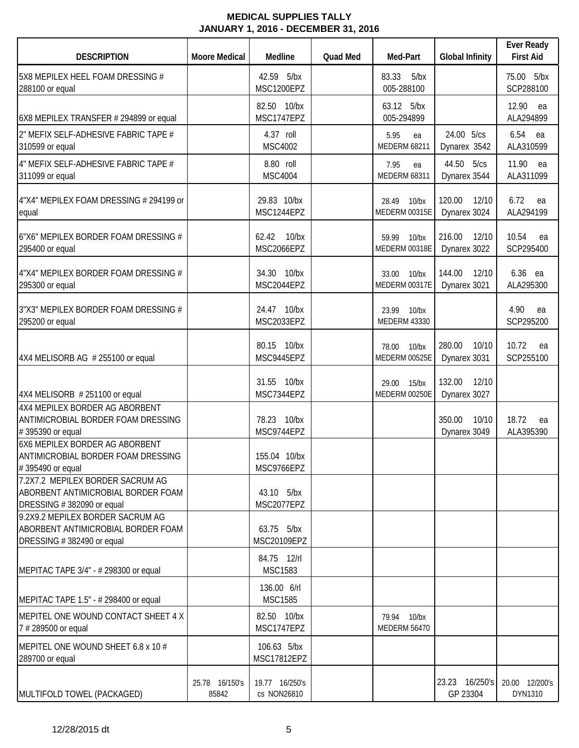**MEDICAL SUPPLIES TALLY**
**JANUARY 1, 2016 - DECEMBER 31, 2016**

| DESCRIPTION | Moore Medical | Medline | Quad Med | Med-Part | Global Infinity | Ever Ready First Aid |
|---|---|---|---|---|---|---|
| 5X8 MEPILEX HEEL FOAM DRESSING # 288100 or equal | | 42.59 5/bx MSC1200EPZ | | 83.33 5/bx 005-288100 | | 75.00 5/bx SCP288100 |
| 6X8 MEPILEX TRANSFER # 294899 or equal | | 82.50 10/bx MSC1747EPZ | | 63.12 5/bx 005-294899 | | 12.90 ea ALA294899 |
| 2" MEFIX SELF-ADHESIVE FABRIC TAPE # 310599 or equal | | 4.37 roll MSC4002 | | 5.95 ea MEDERM 68211 | 24.00 5/cs Dynarex 3542 | 6.54 ea ALA310599 |
| 4" MEFIX SELF-ADHESIVE FABRIC TAPE # 311099 or equal | | 8.80 roll MSC4004 | | 7.95 ea MEDERM 68311 | 44.50 5/cs Dynarex 3544 | 11.90 ea ALA311099 |
| 4"X4" MEPILEX FOAM DRESSING # 294199 or equal | | 29.83 10/bx MSC1244EPZ | | 28.49 10/bx MEDERM 00315E | 120.00 12/10 Dynarex 3024 | 6.72 ea ALA294199 |
| 6"X6" MEPILEX BORDER FOAM DRESSING # 295400 or equal | | 62.42 10/bx MSC2066EPZ | | 59.99 10/bx MEDERM 00318E | 216.00 12/10 Dynarex 3022 | 10.54 ea SCP295400 |
| 4"X4" MEPILEX BORDER FOAM DRESSING # 295300 or equal | | 34.30 10/bx MSC2044EPZ | | 33.00 10/bx MEDERM 00317E | 144.00 12/10 Dynarex 3021 | 6.36 ea ALA295300 |
| 3"X3" MEPILEX BORDER FOAM DRESSING # 295200 or equal | | 24.47 10/bx MSC2033EPZ | | 23.99 10/bx MEDERM 43330 | | 4.90 ea SCP295200 |
| 4X4 MELISORB AG # 255100 or equal | | 80.15 10/bx MSC9445EPZ | | 78.00 10/bx MEDERM 00525E | 280.00 10/10 Dynarex 3031 | 10.72 ea SCP255100 |
| 4X4 MELISORB # 251100 or equal | | 31.55 10/bx MSC7344EPZ | | 29.00 15/bx MEDERM 00250E | 132.00 12/10 Dynarex 3027 | |
| 4X4 MEPILEX BORDER AG ABORBENT ANTIMICROBIAL BORDER FOAM DRESSING # 395390 or equal | | 78.23 10/bx MSC9744EPZ | | | 350.00 10/10 Dynarex 3049 | 18.72 ea ALA395390 |
| 6X6 MEPILEX BORDER AG ABORBENT ANTIMICROBIAL BORDER FOAM DRESSING # 395490 or equal | | 155.04 10/bx MSC9766EPZ | | | | |
| 7.2X7.2 MEPILEX BORDER SACRUM AG ABORBENT ANTIMICROBIAL BORDER FOAM DRESSING # 382090 or equal | | 43.10 5/bx MSC2077EPZ | | | | |
| 9.2X9.2 MEPILEX BORDER SACRUM AG ABORBENT ANTIMICROBIAL BORDER FOAM DRESSING # 382490 or equal | | 63.75 5/bx MSC20109EPZ | | | | |
| MEPITAC TAPE 3/4" - # 298300 or equal | | 84.75 12/rl MSC1583 | | | | |
| MEPITAC TAPE 1.5" - # 298400 or equal | | 136.00 6/rl MSC1585 | | | | |
| MEPITEL ONE WOUND CONTACT SHEET 4 X 7 # 289500 or equal | | 82.50 10/bx MSC1747EPZ | | 79.94 10/bx MEDERM 56470 | | |
| MEPITEL ONE WOUND SHEET 6.8 x 10 # 289700 or equal | | 106.63 5/bx MSC17812EPZ | | | | |
| MULTIFOLD TOWEL (PACKAGED) | 25.78 16/150's 85842 | 19.77 16/250's cs NON26810 | | | 23.23 16/250's GP 23304 | 20.00 12/200's DYN1310 |

12/28/2015 dt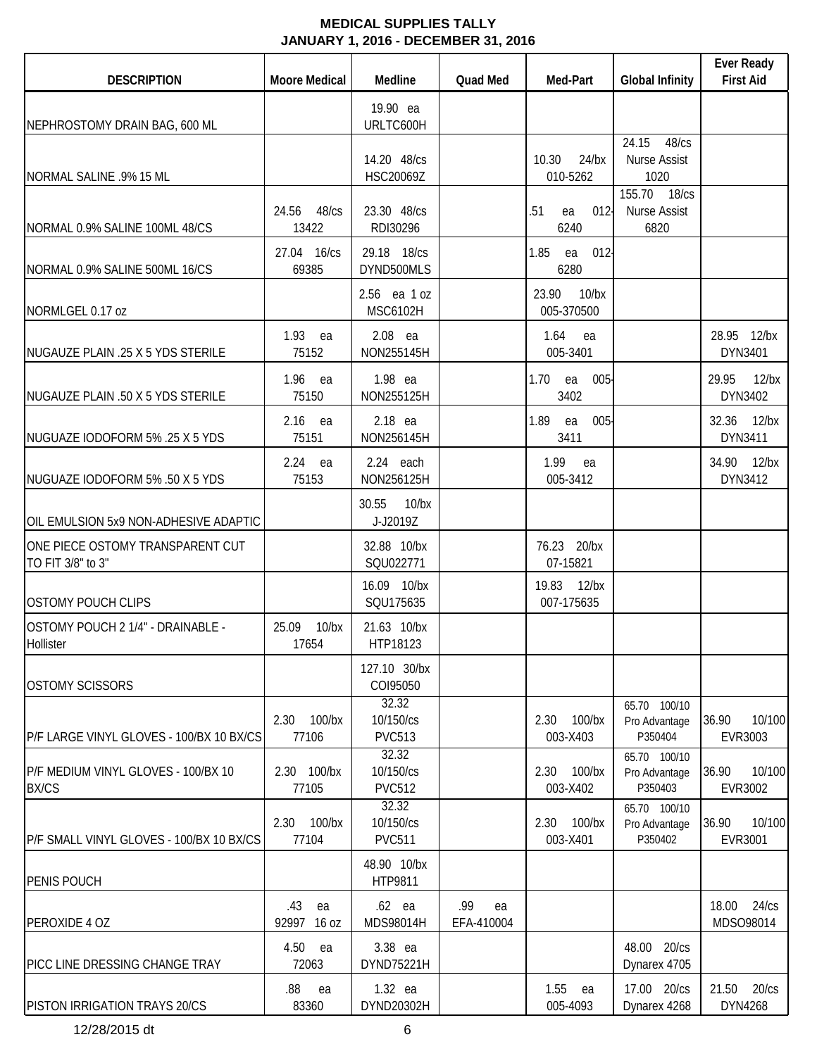**MEDICAL SUPPLIES TALLY**
**JANUARY 1, 2016 - DECEMBER 31, 2016**

| DESCRIPTION | Moore Medical | Medline | Quad Med | Med-Part | Global Infinity | Ever Ready First Aid |
|---|---|---|---|---|---|---|
| NEPHROSTOMY DRAIN BAG, 600 ML | | 19.90 ea URLTC600H | | | | |
| NORMAL SALINE .9% 15 ML | | 14.20 48/cs HSC20069Z | | 10.30 24/bx 010-5262 | 24.15 48/cs Nurse Assist 1020 | |
| NORMAL 0.9% SALINE 100ML 48/CS | 24.56 48/cs 13422 | 23.30 48/cs RDI30296 | | .51 ea 012-6240 | 155.70 18/cs Nurse Assist 6820 | |
| NORMAL 0.9% SALINE 500ML 16/CS | 27.04 16/cs 69385 | 29.18 18/cs DYND500MLS | | 1.85 ea 012-6280 | | |
| NORMLGEL 0.17 oz | | 2.56 ea 1 oz MSC6102H | | 23.90 10/bx 005-370500 | | |
| NUGAUZE PLAIN .25 X 5 YDS STERILE | 1.93 ea 75152 | 2.08 ea NON255145H | | 1.64 ea 005-3401 | | 28.95 12/bx DYN3401 |
| NUGAUZE PLAIN .50 X 5 YDS STERILE | 1.96 ea 75150 | 1.98 ea NON255125H | | 1.70 ea 005-3402 | | 29.95 12/bx DYN3402 |
| NUGUAZE IODOFORM 5% .25 X 5 YDS | 2.16 ea 75151 | 2.18 ea NON256145H | | 1.89 ea 005-3411 | | 32.36 12/bx DYN3411 |
| NUGUAZE IODOFORM 5% .50 X 5 YDS | 2.24 ea 75153 | 2.24 each NON256125H | | 1.99 ea 005-3412 | | 34.90 12/bx DYN3412 |
| OIL EMULSION 5x9 NON-ADHESIVE ADAPTIC | | 30.55 10/bx J-J2019Z | | | | |
| ONE PIECE OSTOMY TRANSPARENT CUT TO FIT 3/8" to 3" | | 32.88 10/bx SQU022771 | | 76.23 20/bx 07-15821 | | |
| OSTOMY POUCH CLIPS | | 16.09 10/bx SQU175635 | | 19.83 12/bx 007-175635 | | |
| OSTOMY POUCH 2 1/4" - DRAINABLE - Hollister | 25.09 10/bx 17654 | 21.63 10/bx HTP18123 | | | | |
| OSTOMY SCISSORS | | 127.10 30/bx COI95050 | | | | |
| P/F LARGE VINYL GLOVES - 100/BX 10 BX/CS | 2.30 100/bx 77106 | 32.32 10/150/cs PVC513 | | 2.30 100/bx 003-X403 | 65.70 100/10 Pro Advantage P350404 | 36.90 10/100 EVR3003 |
| P/F MEDIUM VINYL GLOVES - 100/BX 10 BX/CS | 2.30 100/bx 77105 | 32.32 10/150/cs PVC512 | | 2.30 100/bx 003-X402 | 65.70 100/10 Pro Advantage P350403 | 36.90 10/100 EVR3002 |
| P/F SMALL VINYL GLOVES - 100/BX 10 BX/CS | 2.30 100/bx 77104 | 32.32 10/150/cs PVC511 | | 2.30 100/bx 003-X401 | 65.70 100/10 Pro Advantage P350402 | 36.90 10/100 EVR3001 |
| PENIS POUCH | | 48.90 10/bx HTP9811 | | | | |
| PEROXIDE 4 OZ | .43 ea 92997 16 oz | .62 ea MDS98014H | .99 ea EFA-410004 | | | 18.00 24/cs MDSO98014 |
| PICC LINE DRESSING CHANGE TRAY | 4.50 ea 72063 | 3.38 ea DYND75221H | | | 48.00 20/cs Dynarex 4705 | |
| PISTON IRRIGATION TRAYS 20/CS | .88 ea 83360 | 1.32 ea DYND20302H | | 1.55 ea 005-4093 | 17.00 20/cs Dynarex 4268 | 21.50 20/cs DYN4268 |

12/28/2015 dt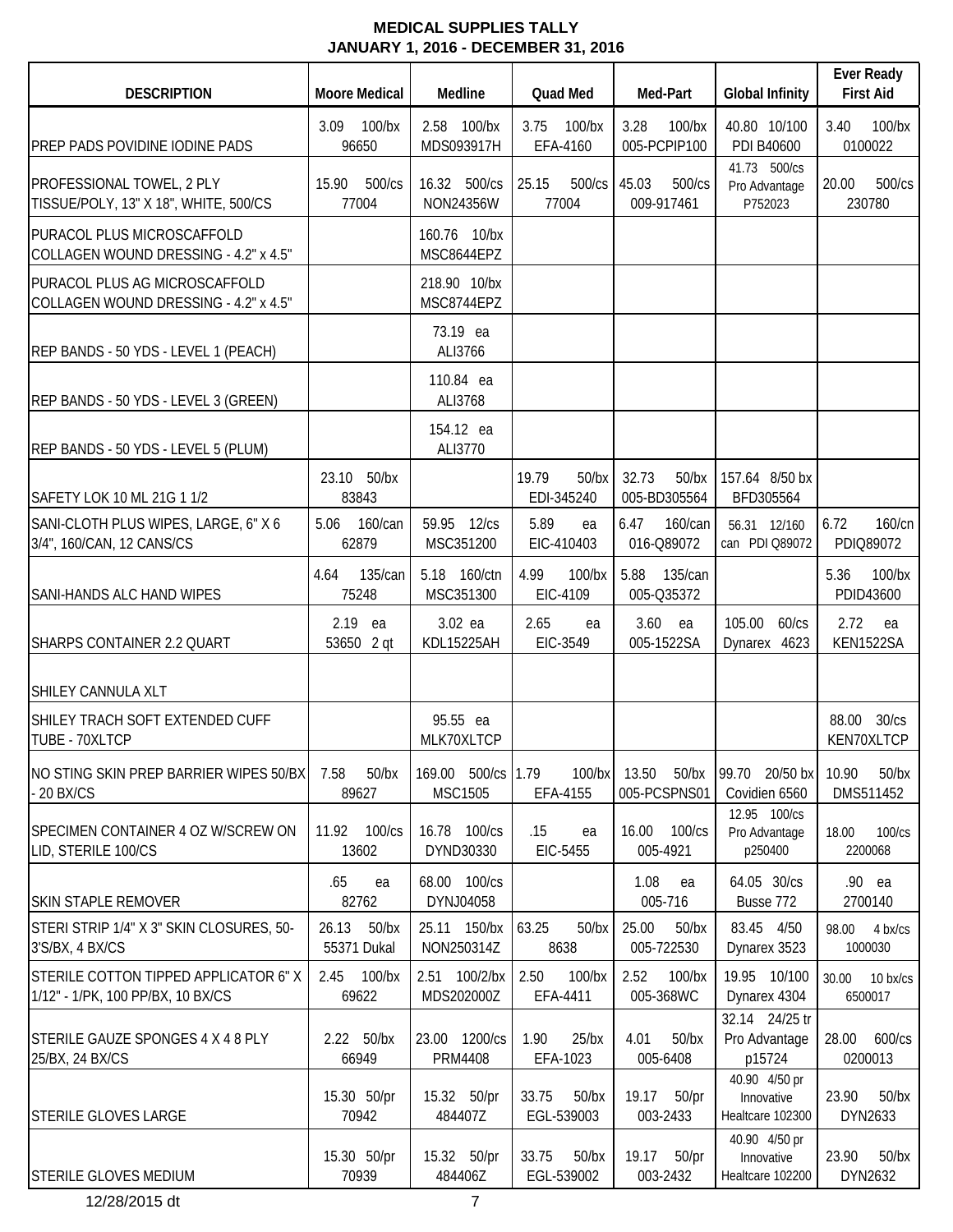**MEDICAL SUPPLIES TALLY**
**JANUARY 1, 2016 - DECEMBER 31, 2016**

| DESCRIPTION | Moore Medical | Medline | Quad Med | Med-Part | Global Infinity | Ever Ready First Aid |
|---|---|---|---|---|---|---|
| PREP PADS POVIDINE IODINE PADS | 3.09 100/bx 96650 | 2.58 100/bx MDS093917H | 3.75 100/bx EFA-4160 | 3.28 100/bx 005-PCPIP100 | 40.80 10/100 PDI B40600 | 3.40 100/bx 0100022 |
| PROFESSIONAL TOWEL, 2 PLY TISSUE/POLY, 13" X 18", WHITE, 500/CS | 15.90 500/cs 77004 | 16.32 500/cs NON24356W | 25.15 500/cs 77004 | 45.03 500/cs 009-917461 | 41.73 500/cs Pro Advantage P752023 | 20.00 500/cs 230780 |
| PURACOL PLUS MICROSCAFFOLD COLLAGEN WOUND DRESSING - 4.2" x 4.5" | | 160.76 10/bx MSC8644EPZ | | | | |
| PURACOL PLUS AG MICROSCAFFOLD COLLAGEN WOUND DRESSING - 4.2" x 4.5" | | 218.90 10/bx MSC8744EPZ | | | | |
| REP BANDS - 50 YDS - LEVEL 1 (PEACH) | | 73.19 ea ALI3766 | | | | |
| REP BANDS - 50 YDS - LEVEL 3 (GREEN) | | 110.84 ea ALI3768 | | | | |
| REP BANDS - 50 YDS - LEVEL 5 (PLUM) | | 154.12 ea ALI3770 | | | | |
| SAFETY LOK 10 ML 21G 1 1/2 | 23.10 50/bx 83843 | | 19.79 50/bx EDI-345240 | 32.73 50/bx 005-BD305564 | 157.64 8/50 bx BFD305564 | |
| SANI-CLOTH PLUS WIPES, LARGE, 6" X 6 3/4", 160/CAN, 12 CANS/CS | 5.06 160/can 62879 | 59.95 12/cs MSC351200 | 5.89 ea EIC-410403 | 6.47 160/can 016-Q89072 | 56.31 12/160 can PDI Q89072 | 6.72 160/cn PDIQ89072 |
| SANI-HANDS ALC HAND WIPES | 4.64 135/can 75248 | 5.18 160/ctn MSC351300 | 4.99 100/bx EIC-4109 | 5.88 135/can 005-Q35372 | | 5.36 100/bx PDID43600 |
| SHARPS CONTAINER 2.2 QUART | 2.19 ea 53650 2 qt | 3.02 ea KDL15225AH | 2.65 ea EIC-3549 | 3.60 ea 005-1522SA | 105.00 60/cs Dynarex 4623 | 2.72 ea KEN1522SA |
| SHILEY CANNULA XLT | | | | | | |
| SHILEY TRACH SOFT EXTENDED CUFF TUBE - 70XLTCP | | 95.55 ea MLK70XLTCP | | | | 88.00 30/cs KEN70XLTCP |
| NO STING SKIN PREP BARRIER WIPES 50/BX - 20 BX/CS | 7.58 50/bx 89627 | 169.00 500/cs MSC1505 | 1.79 100/bx EFA-4155 | 13.50 50/bx 005-PCSPNS01 | 99.70 20/50 bx Covidien 6560 | 10.90 50/bx DMS511452 |
| SPECIMEN CONTAINER 4 OZ W/SCREW ON LID, STERILE 100/CS | 11.92 100/cs 13602 | 16.78 100/cs DYND30330 | .15 ea EIC-5455 | 16.00 100/cs 005-4921 | 12.95 100/cs Pro Advantage p250400 | 18.00 100/cs 2200068 |
| SKIN STAPLE REMOVER | .65 ea 82762 | 68.00 100/cs DYNJ04058 | | 1.08 ea 005-716 | 64.05 30/cs Busse 772 | .90 ea 2700140 |
| STERI STRIP 1/4" X 3" SKIN CLOSURES, 50-3'S/BX, 4 BX/CS | 26.13 50/bx 55371 Dukal | 25.11 150/bx NON250314Z | 63.25 50/bx 8638 | 25.00 50/bx 005-722530 | 83.45 4/50 Dynarex 3523 | 98.00 4 bx/cs 1000030 |
| STERILE COTTON TIPPED APPLICATOR 6" X 1/12" - 1/PK, 100 PP/BX, 10 BX/CS | 2.45 100/bx 69622 | 2.51 100/2/bx MDS202000Z | 2.50 100/bx EFA-4411 | 2.52 100/bx 005-368WC | 19.95 10/100 Dynarex 4304 | 30.00 10 bx/cs 6500017 |
| STERILE GAUZE SPONGES 4 X 4 8 PLY 25/BX, 24 BX/CS | 2.22 50/bx 66949 | 23.00 1200/cs PRM4408 | 1.90 25/bx EFA-1023 | 4.01 50/bx 005-6408 | 32.14 24/25 tr Pro Advantage p15724 | 28.00 600/cs 0200013 |
| STERILE GLOVES LARGE | 15.30 50/pr 70942 | 15.32 50/pr 484407Z | 33.75 50/bx EGL-539003 | 19.17 50/pr 003-2433 | 40.90 4/50 pr Innovative Healtcare 102300 | 23.90 50/bx DYN2633 |
| STERILE GLOVES MEDIUM | 15.30 50/pr 70939 | 15.32 50/pr 484406Z | 33.75 50/bx EGL-539002 | 19.17 50/pr 003-2432 | 40.90 4/50 pr Innovative Healtcare 102200 | 23.90 50/bx DYN2632 |

12/28/2015 dt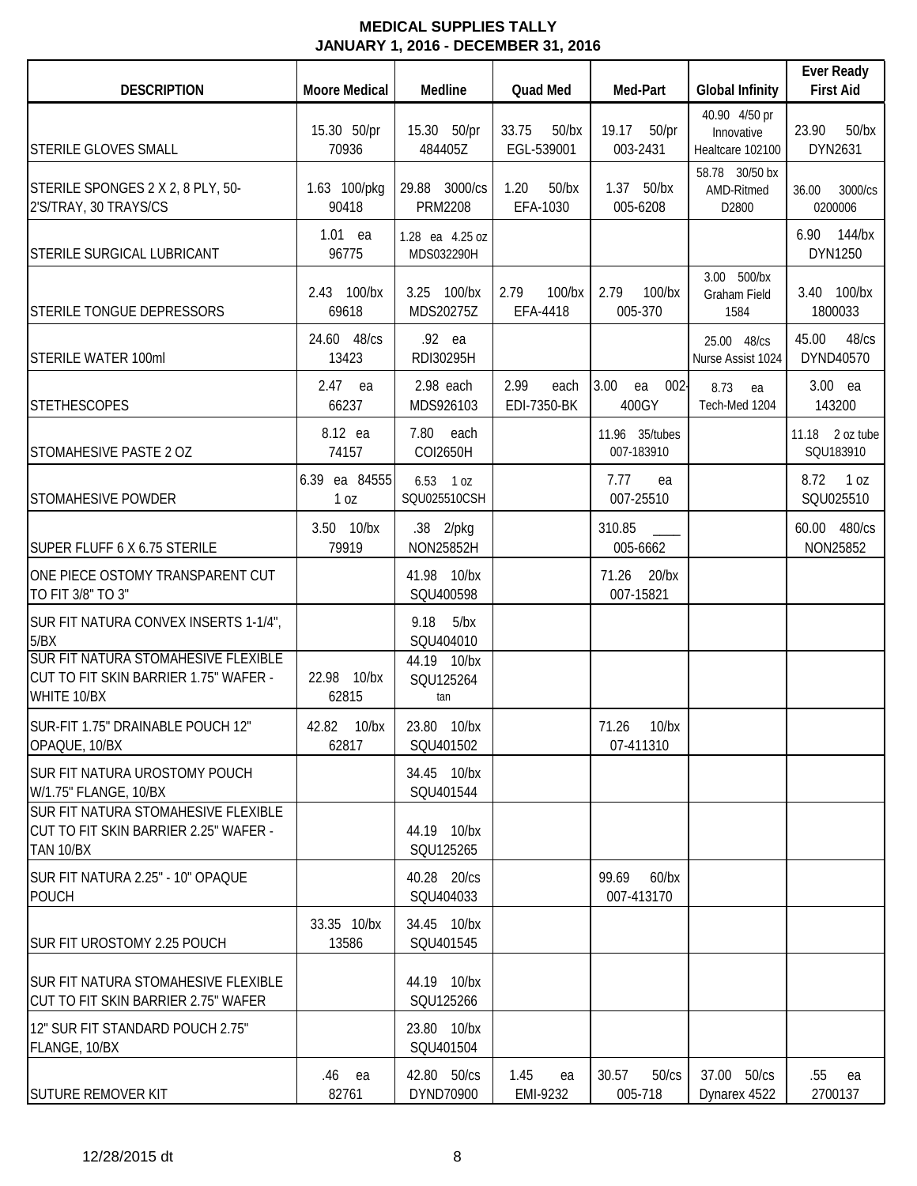# MEDICAL SUPPLIES TALLY
## JANUARY 1, 2016 - DECEMBER 31, 2016

| DESCRIPTION | Moore Medical | Medline | Quad Med | Med-Part | Global Infinity | Ever Ready First Aid |
|---|---|---|---|---|---|---|
| STERILE GLOVES SMALL | 15.30 50/pr 70936 | 15.30 50/pr 484405Z | 33.75 50/bx EGL-539001 | 19.17 50/pr 003-2431 | 40.90 4/50 pr Innovative Healtcare 102100 | 23.90 50/bx DYN2631 |
| STERILE SPONGES 2 X 2, 8 PLY, 50-2'S/TRAY, 30 TRAYS/CS | 1.63 100/pkg 90418 | 29.88 3000/cs PRM2208 | 1.20 50/bx EFA-1030 | 1.37 50/bx 005-6208 | 58.78 30/50 bx AMD-Ritmed D2800 | 36.00 3000/cs 0200006 |
| STERILE SURGICAL LUBRICANT | 1.01 ea 96775 | 1.28 ea 4.25 oz MDS032290H | | | | 6.90 144/bx DYN1250 |
| STERILE TONGUE DEPRESSORS | 2.43 100/bx 69618 | 3.25 100/bx MDS20275Z | 2.79 100/bx EFA-4418 | 2.79 100/bx 005-370 | 3.00 500/bx Graham Field 1584 | 3.40 100/bx 1800033 |
| STERILE WATER 100ml | 24.60 48/cs 13423 | .92 ea RDI30295H | | | 25.00 48/cs Nurse Assist 1024 | 45.00 48/cs DYND40570 |
| STETHESCOPES | 2.47 ea 66237 | 2.98 each MDS926103 | 2.99 each EDI-7350-BK | 3.00 ea 002-400GY | 8.73 ea Tech-Med 1204 | 3.00 ea 143200 |
| STOMAHESIVE PASTE 2 OZ | 8.12 ea 74157 | 7.80 each COI2650H | | 11.96 35/tubes 007-183910 | | 11.18 2 oz tube SQU183910 |
| STOMAHESIVE POWDER | 6.39 ea 84555 1 oz | 6.53 1 oz SQU025510CSH | | 7.77 ea 007-25510 | | 8.72 1 oz SQU025510 |
| SUPER FLUFF 6 X 6.75 STERILE | 3.50 10/bx 79919 | .38 2/pkg NON25852H | | 310.85 ____ 005-6662 | | 60.00 480/cs NON25852 |
| ONE PIECE OSTOMY TRANSPARENT CUT TO FIT 3/8" TO 3" | | 41.98 10/bx SQU400598 | | 71.26 20/bx 007-15821 | | |
| SUR FIT NATURA CONVEX INSERTS 1-1/4", 5/BX | | 9.18 5/bx SQU404010 | | | | |
| SUR FIT NATURA STOMAHESIVE FLEXIBLE CUT TO FIT SKIN BARRIER 1.75" WAFER - WHITE 10/BX | 22.98 10/bx 62815 | 44.19 10/bx SQU125264 tan | | | | |
| SUR-FIT 1.75" DRAINABLE POUCH 12" OPAQUE, 10/BX | 42.82 10/bx 62817 | 23.80 10/bx SQU401502 | | 71.26 10/bx 07-411310 | | |
| SUR FIT NATURA UROSTOMY POUCH W/1.75" FLANGE, 10/BX | | 34.45 10/bx SQU401544 | | | | |
| SUR FIT NATURA STOMAHESIVE FLEXIBLE CUT TO FIT SKIN BARRIER 2.25" WAFER - TAN 10/BX | | 44.19 10/bx SQU125265 | | | | |
| SUR FIT NATURA 2.25" - 10" OPAQUE POUCH | | 40.28 20/cs SQU404033 | | 99.69 60/bx 007-413170 | | |
| SUR FIT UROSTOMY 2.25 POUCH | 33.35 10/bx 13586 | 34.45 10/bx SQU401545 | | | | |
| SUR FIT NATURA STOMAHESIVE FLEXIBLE CUT TO FIT SKIN BARRIER 2.75" WAFER | | 44.19 10/bx SQU125266 | | | | |
| 12" SUR FIT STANDARD POUCH 2.75" FLANGE, 10/BX | | 23.80 10/bx SQU401504 | | | | |
| SUTURE REMOVER KIT | .46 ea 82761 | 42.80 50/cs DYND70900 | 1.45 ea EMI-9232 | 30.57 50/cs 005-718 | 37.00 50/cs Dynarex 4522 | .55 ea 2700137 |

12/28/2015 dt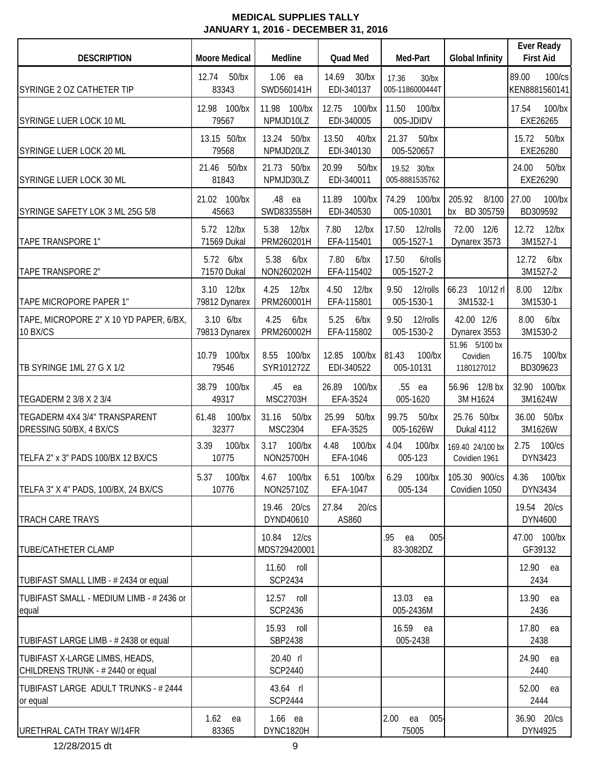**MEDICAL SUPPLIES TALLY**
**JANUARY 1, 2016 - DECEMBER 31, 2016**

| DESCRIPTION | Moore Medical | Medline | Quad Med | Med-Part | Global Infinity | Ever Ready First Aid |
|---|---|---|---|---|---|---|
| SYRINGE 2 OZ CATHETER TIP | 12.74 50/bx 83343 | 1.06 ea SWD560141H | 14.69 30/bx EDI-340137 | 17.36 30/bx 005-1186000444T | | 89.00 100/cs KEN8881560141 |
| SYRINGE LUER LOCK 10 ML | 12.98 100/bx 79567 | 11.98 100/bx NPMJD10LZ | 12.75 100/bx EDI-340005 | 11.50 100/bx 005-JDIDV | | 17.54 100/bx EXE26265 |
| SYRINGE LUER LOCK 20 ML | 13.15 50/bx 79568 | 13.24 50/bx NPMJD20LZ | 13.50 40/bx EDI-340130 | 21.37 50/bx 005-520657 | | 15.72 50/bx EXE26280 |
| SYRINGE LUER LOCK 30 ML | 21.46 50/bx 81843 | 21.73 50/bx NPMJD30LZ | 20.99 50/bx EDI-340011 | 19.52 30/bx 005-8881535762 | | 24.00 50/bx EXE26290 |
| SYRINGE SAFETY LOK 3 ML 25G 5/8 | 21.02 100/bx 45663 | .48 ea SWD833558H | 11.89 100/bx EDI-340530 | 74.29 100/bx 005-10301 | 205.92 8/100 bx BD 305759 | 27.00 100/bx BD309592 |
| TAPE TRANSPORE 1" | 5.72 12/bx 71569 Dukal | 5.38 12/bx PRM260201H | 7.80 12/bx EFA-115401 | 17.50 12/rolls 005-1527-1 | 72.00 12/6 Dynarex 3573 | 12.72 12/bx 3M1527-1 |
| TAPE TRANSPORE 2" | 5.72 6/bx 71570 Dukal | 5.38 6/bx NON260202H | 7.80 6/bx EFA-115402 | 17.50 6/rolls 005-1527-2 | | 12.72 6/bx 3M1527-2 |
| TAPE MICROPORE PAPER 1" | 3.10 12/bx 79812 Dynarex | 4.25 12/bx PRM260001H | 4.50 12/bx EFA-115801 | 9.50 12/rolls 005-1530-1 | 66.23 10/12 rl 3M1532-1 | 8.00 12/bx 3M1530-1 |
| TAPE, MICROPORE 2" X 10 YD PAPER, 6/BX, 10 BX/CS | 3.10 6/bx 79813 Dynarex | 4.25 6/bx PRM260002H | 5.25 6/bx EFA-115802 | 9.50 12/rolls 005-1530-2 | 42.00 12/6 Dynarex 3553 | 8.00 6/bx 3M1530-2 |
| TB SYRINGE 1ML 27 G X 1/2 | 10.79 100/bx 79546 | 8.55 100/bx SYR101272Z | 12.85 100/bx EDI-340522 | 81.43 100/bx 005-10131 | 51.96 5/100 bx Covidien 1180127012 | 16.75 100/bx BD309623 |
| TEGADERM 2 3/8 X 2 3/4 | 38.79 100/bx 49317 | .45 ea MSC2703H | 26.89 100/bx EFA-3524 | .55 ea 005-1620 | 56.96 12/8 bx 3M H1624 | 32.90 100/bx 3M1624W |
| TEGADERM 4X4 3/4" TRANSPARENT DRESSING 50/BX, 4 BX/CS | 61.48 100/bx 32377 | 31.16 50/bx MSC2304 | 25.99 50/bx EFA-3525 | 99.75 50/bx 005-1626W | 25.76 50/bx Dukal 4112 | 36.00 50/bx 3M1626W |
| TELFA 2" x 3" PADS 100/BX 12 BX/CS | 3.39 100/bx 10775 | 3.17 100/bx NON25700H | 4.48 100/bx EFA-1046 | 4.04 100/bx 005-123 | 169.40 24/100 bx Covidien 1961 | 2.75 100/cs DYN3423 |
| TELFA 3" X 4" PADS, 100/BX, 24 BX/CS | 5.37 100/bx 10776 | 4.67 100/bx NON25710Z | 6.51 100/bx EFA-1047 | 6.29 100/bx 005-134 | 105.30 900/cs Covidien 1050 | 4.36 100/bx DYN3434 |
| TRACH CARE TRAYS | | 19.46 20/cs DYND40610 | 27.84 20/cs AS860 | | | 19.54 20/cs DYN4600 |
| TUBE/CATHETER CLAMP | | 10.84 12/cs MDS729420001 | | .95 ea 005-83-3082DZ | | 47.00 100/bx GF39132 |
| TUBIFAST SMALL LIMB - # 2434 or equal | | 11.60 roll SCP2434 | | | | 12.90 ea 2434 |
| TUBIFAST SMALL - MEDIUM LIMB - # 2436 or equal | | 12.57 roll SCP2436 | | 13.03 ea 005-2436M | | 13.90 ea 2436 |
| TUBIFAST LARGE LIMB - # 2438 or equal | | 15.93 roll SBP2438 | | 16.59 ea 005-2438 | | 17.80 ea 2438 |
| TUBIFAST X-LARGE LIMBS, HEADS, CHILDRENS TRUNK - # 2440 or equal | | 20.40 rl SCP2440 | | | | 24.90 ea 2440 |
| TUBIFAST LARGE ADULT TRUNKS - # 2444 or equal | | 43.64 rl SCP2444 | | | | 52.00 ea 2444 |
| URETHRAL CATH TRAY W/14FR | 1.62 ea 83365 | 1.66 ea DYNC1820H | | 2.00 ea 005-75005 | | 36.90 20/cs DYN4925 |

12/28/2015 dt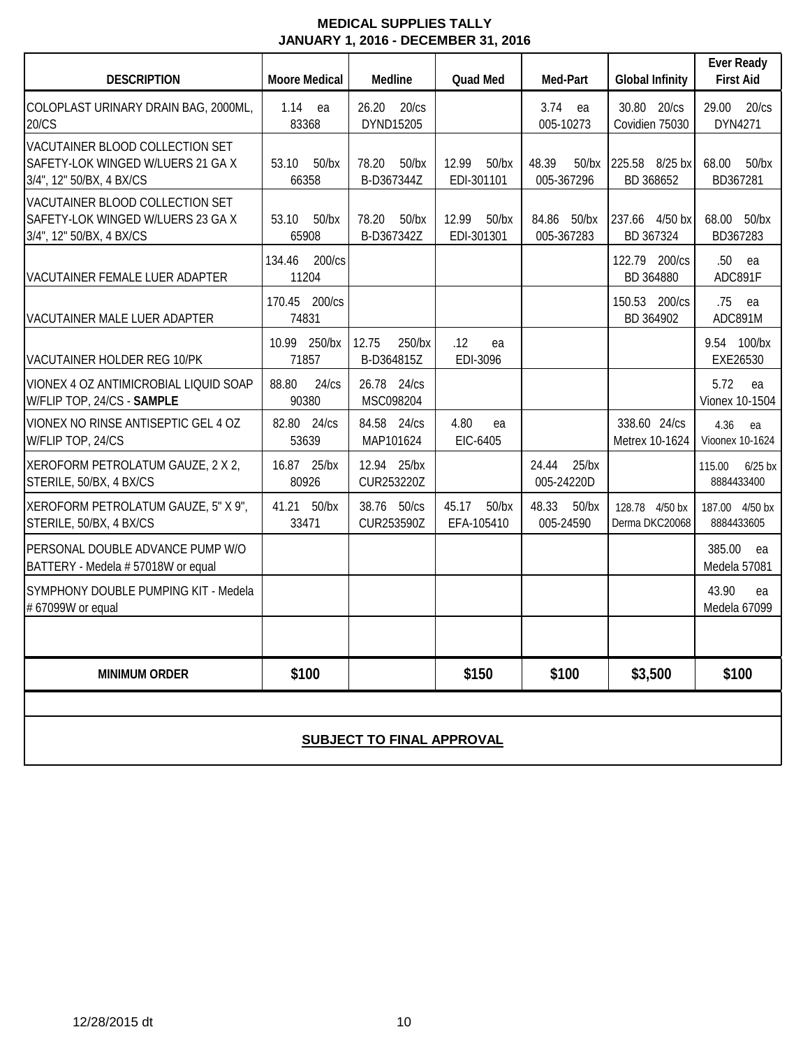**MEDICAL SUPPLIES TALLY**
**JANUARY 1, 2016 - DECEMBER 31, 2016**

| DESCRIPTION | Moore Medical | Medline | Quad Med | Med-Part | Global Infinity | Ever Ready First Aid |
|---|---|---|---|---|---|---|
| COLOPLAST URINARY DRAIN BAG, 2000ML, 20/CS | 1.14 ea 83368 | 26.20 20/cs DYND15205 | | 3.74 ea 005-10273 | 30.80 20/cs Covidien 75030 | 29.00 20/cs DYN4271 |
| VACUTAINER BLOOD COLLECTION SET SAFETY-LOK WINGED W/LUERS 21 GA X 3/4", 12" 50/BX, 4 BX/CS | 53.10 50/bx 66358 | 78.20 50/bx B-D367344Z | 12.99 50/bx EDI-301101 | 48.39 50/bx 005-367296 | 225.58 8/25 bx BD 368652 | 68.00 50/bx BD367281 |
| VACUTAINER BLOOD COLLECTION SET SAFETY-LOK WINGED W/LUERS 23 GA X 3/4", 12" 50/BX, 4 BX/CS | 53.10 50/bx 65908 | 78.20 50/bx B-D367342Z | 12.99 50/bx EDI-301301 | 84.86 50/bx 005-367283 | 237.66 4/50 bx BD 367324 | 68.00 50/bx BD367283 |
| VACUTAINER FEMALE LUER ADAPTER | 134.46 200/cs 11204 | | | | 122.79 200/cs BD 364880 | .50 ea ADC891F |
| VACUTAINER MALE LUER ADAPTER | 170.45 200/cs 74831 | | | | 150.53 200/cs BD 364902 | .75 ea ADC891M |
| VACUTAINER HOLDER REG 10/PK | 10.99 250/bx 71857 | 12.75 250/bx B-D364815Z | .12 ea EDI-3096 | | | 9.54 100/bx EXE26530 |
| VIONEX 4 OZ ANTIMICROBIAL LIQUID SOAP W/FLIP TOP, 24/CS - **SAMPLE** | 88.80 24/cs 90380 | 26.78 24/cs MSC098204 | | | | 5.72 ea Vionex 10-1504 |
| VIONEX NO RINSE ANTISEPTIC GEL 4 OZ W/FLIP TOP, 24/CS | 82.80 24/cs 53639 | 84.58 24/cs MAP101624 | 4.80 ea EIC-6405 | | 338.60 24/cs Metrex 10-1624 | 4.36 ea Vioonex 10-1624 |
| XEROFORM PETROLATUM GAUZE, 2 X 2, STERILE, 50/BX, 4 BX/CS | 16.87 25/bx 80926 | 12.94 25/bx CUR253220Z | | 24.44 25/bx 005-24220D | | 115.00 6/25 bx 8884433400 |
| XEROFORM PETROLATUM GAUZE, 5" X 9", STERILE, 50/BX, 4 BX/CS | 41.21 50/bx 33471 | 38.76 50/cs CUR253590Z | 45.17 50/bx EFA-105410 | 48.33 50/bx 005-24590 | 128.78 4/50 bx Derma DKC20068 | 187.00 4/50 bx 8884433605 |
| PERSONAL DOUBLE ADVANCE PUMP W/O BATTERY - Medela # 57018W or equal | | | | | | 385.00 ea Medela 57081 |
| SYMPHONY DOUBLE PUMPING KIT - Medela # 67099W or equal | | | | | | 43.90 ea Medela 67099 |
| | | | | | | |
| **MINIMUM ORDER** | **$100** | | **$150** | **$100** | **$3,500** | **$100** |

**SUBJECT TO FINAL APPROVAL**

12/28/2015 dt